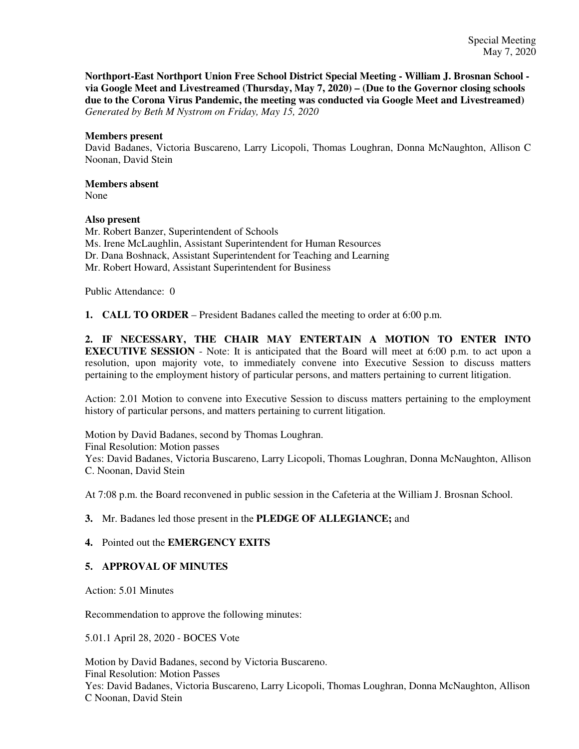Special Meeting
May 7, 2020

**Northport-East Northport Union Free School District Special Meeting - William J. Brosnan School - via Google Meet and Livestreamed (Thursday, May 7, 2020) – (Due to the Governor closing schools due to the Corona Virus Pandemic, the meeting was conducted via Google Meet and Livestreamed)**
*Generated by Beth M Nystrom on Friday, May 15, 2020*

**Members present**
David Badanes, Victoria Buscareno, Larry Licopoli, Thomas Loughran, Donna McNaughton, Allison C Noonan, David Stein

**Members absent**
None

**Also present**
Mr. Robert Banzer, Superintendent of Schools
Ms. Irene McLaughlin, Assistant Superintendent for Human Resources
Dr. Dana Boshnack, Assistant Superintendent for Teaching and Learning
Mr. Robert Howard, Assistant Superintendent for Business

Public Attendance: 0

**1. CALL TO ORDER** – President Badanes called the meeting to order at 6:00 p.m.

**2. IF NECESSARY, THE CHAIR MAY ENTERTAIN A MOTION TO ENTER INTO EXECUTIVE SESSION** - Note: It is anticipated that the Board will meet at 6:00 p.m. to act upon a resolution, upon majority vote, to immediately convene into Executive Session to discuss matters pertaining to the employment history of particular persons, and matters pertaining to current litigation.

Action: 2.01 Motion to convene into Executive Session to discuss matters pertaining to the employment history of particular persons, and matters pertaining to current litigation.

Motion by David Badanes, second by Thomas Loughran.
Final Resolution: Motion passes
Yes: David Badanes, Victoria Buscareno, Larry Licopoli, Thomas Loughran, Donna McNaughton, Allison C. Noonan, David Stein

At 7:08 p.m. the Board reconvened in public session in the Cafeteria at the William J. Brosnan School.

**3.** Mr. Badanes led those present in the **PLEDGE OF ALLEGIANCE;** and

**4.** Pointed out the **EMERGENCY EXITS**

**5. APPROVAL OF MINUTES**

Action: 5.01 Minutes

Recommendation to approve the following minutes:

5.01.1 April 28, 2020 - BOCES Vote

Motion by David Badanes, second by Victoria Buscareno.
Final Resolution: Motion Passes
Yes: David Badanes, Victoria Buscareno, Larry Licopoli, Thomas Loughran, Donna McNaughton, Allison C Noonan, David Stein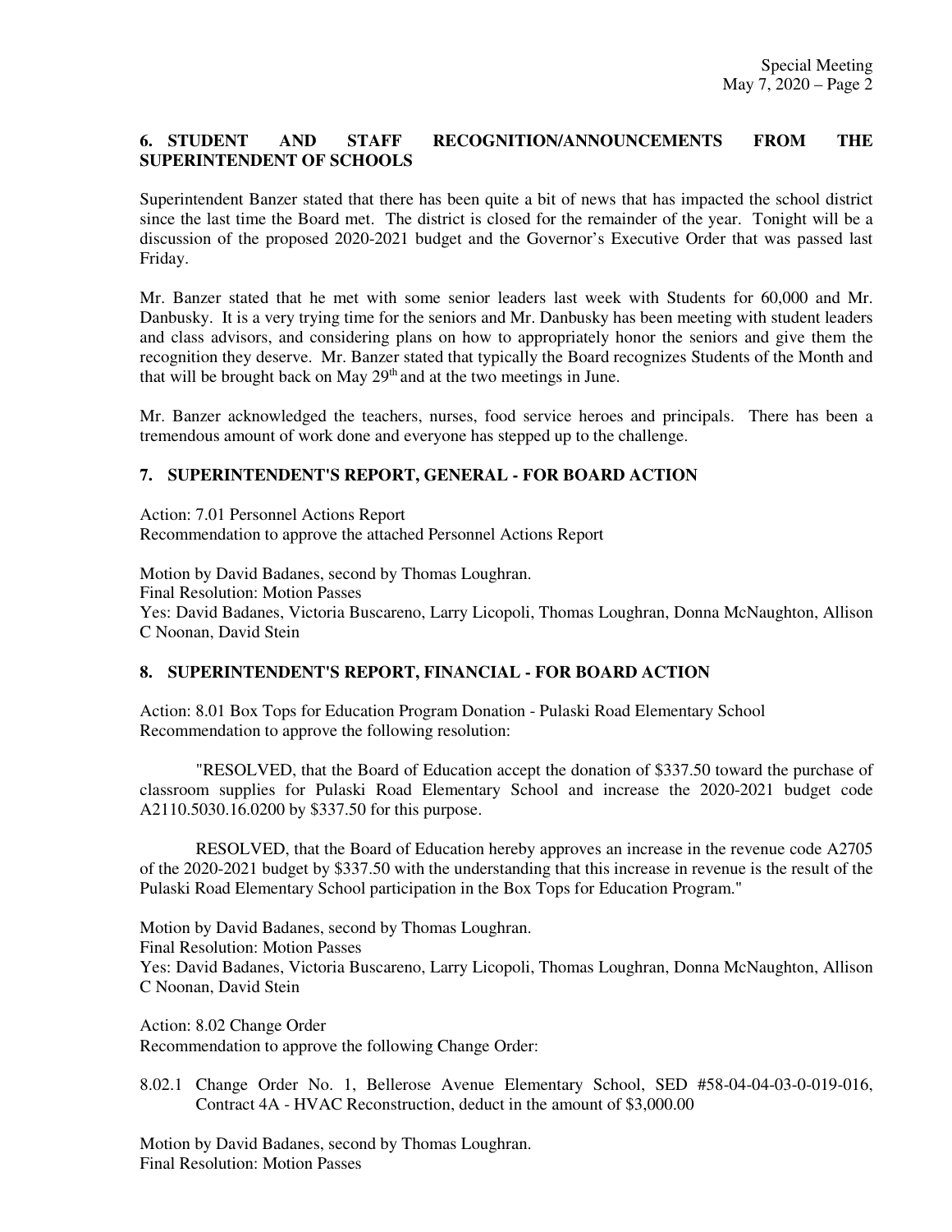## 6. STUDENT AND STAFF RECOGNITION/ANNOUNCEMENTS FROM THE SUPERINTENDENT OF SCHOOLS

Superintendent Banzer stated that there has been quite a bit of news that has impacted the school district since the last time the Board met. The district is closed for the remainder of the year. Tonight will be a discussion of the proposed 2020-2021 budget and the Governor's Executive Order that was passed last Friday.

Mr. Banzer stated that he met with some senior leaders last week with Students for 60,000 and Mr. Danbusky. It is a very trying time for the seniors and Mr. Danbusky has been meeting with student leaders and class advisors, and considering plans on how to appropriately honor the seniors and give them the recognition they deserve. Mr. Banzer stated that typically the Board recognizes Students of the Month and that will be brought back on May 29th and at the two meetings in June.

Mr. Banzer acknowledged the teachers, nurses, food service heroes and principals. There has been a tremendous amount of work done and everyone has stepped up to the challenge.

## 7. SUPERINTENDENT'S REPORT, GENERAL - FOR BOARD ACTION

Action: 7.01 Personnel Actions Report
Recommendation to approve the attached Personnel Actions Report

Motion by David Badanes, second by Thomas Loughran.
Final Resolution: Motion Passes
Yes: David Badanes, Victoria Buscareno, Larry Licopoli, Thomas Loughran, Donna McNaughton, Allison C Noonan, David Stein

## 8. SUPERINTENDENT'S REPORT, FINANCIAL - FOR BOARD ACTION

Action: 8.01 Box Tops for Education Program Donation - Pulaski Road Elementary School
Recommendation to approve the following resolution:

"RESOLVED, that the Board of Education accept the donation of $337.50 toward the purchase of classroom supplies for Pulaski Road Elementary School and increase the 2020-2021 budget code A2110.5030.16.0200 by $337.50 for this purpose.

RESOLVED, that the Board of Education hereby approves an increase in the revenue code A2705 of the 2020-2021 budget by $337.50 with the understanding that this increase in revenue is the result of the Pulaski Road Elementary School participation in the Box Tops for Education Program."

Motion by David Badanes, second by Thomas Loughran.
Final Resolution: Motion Passes
Yes: David Badanes, Victoria Buscareno, Larry Licopoli, Thomas Loughran, Donna McNaughton, Allison C Noonan, David Stein

Action: 8.02 Change Order
Recommendation to approve the following Change Order:

8.02.1 Change Order No. 1, Bellerose Avenue Elementary School, SED #58-04-04-03-0-019-016, Contract 4A - HVAC Reconstruction, deduct in the amount of $3,000.00

Motion by David Badanes, second by Thomas Loughran.
Final Resolution: Motion Passes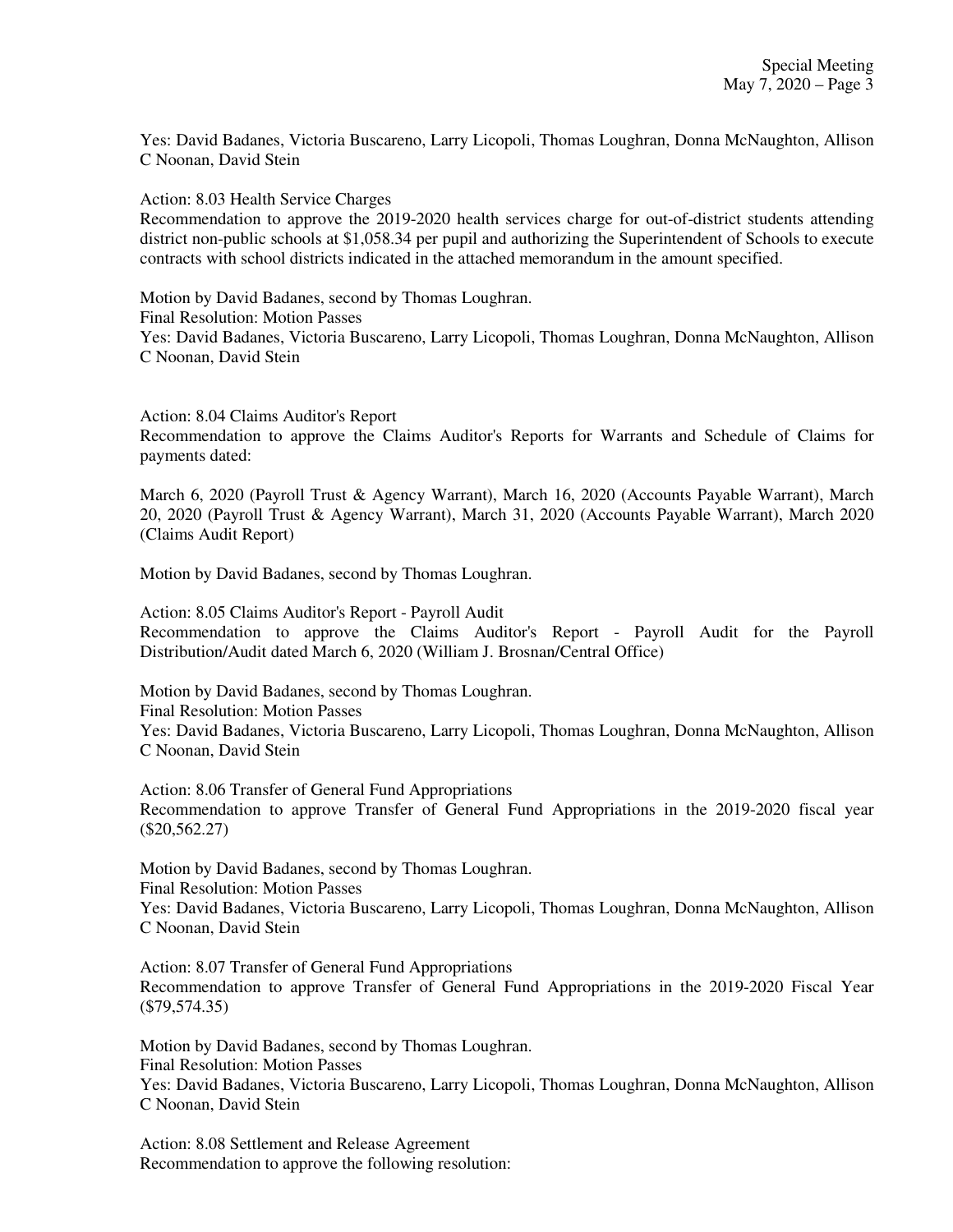Yes: David Badanes, Victoria Buscareno, Larry Licopoli, Thomas Loughran, Donna McNaughton, Allison C Noonan, David Stein

Action: 8.03 Health Service Charges
Recommendation to approve the 2019-2020 health services charge for out-of-district students attending district non-public schools at $1,058.34 per pupil and authorizing the Superintendent of Schools to execute contracts with school districts indicated in the attached memorandum in the amount specified.

Motion by David Badanes, second by Thomas Loughran.
Final Resolution: Motion Passes
Yes: David Badanes, Victoria Buscareno, Larry Licopoli, Thomas Loughran, Donna McNaughton, Allison C Noonan, David Stein

Action: 8.04 Claims Auditor's Report
Recommendation to approve the Claims Auditor's Reports for Warrants and Schedule of Claims for payments dated:

March 6, 2020 (Payroll Trust & Agency Warrant), March 16, 2020 (Accounts Payable Warrant), March 20, 2020 (Payroll Trust & Agency Warrant), March 31, 2020 (Accounts Payable Warrant), March 2020 (Claims Audit Report)

Motion by David Badanes, second by Thomas Loughran.

Action: 8.05 Claims Auditor's Report - Payroll Audit
Recommendation to approve the Claims Auditor's Report - Payroll Audit for the Payroll Distribution/Audit dated March 6, 2020 (William J. Brosnan/Central Office)

Motion by David Badanes, second by Thomas Loughran.
Final Resolution: Motion Passes
Yes: David Badanes, Victoria Buscareno, Larry Licopoli, Thomas Loughran, Donna McNaughton, Allison C Noonan, David Stein

Action: 8.06 Transfer of General Fund Appropriations
Recommendation to approve Transfer of General Fund Appropriations in the 2019-2020 fiscal year ($20,562.27)

Motion by David Badanes, second by Thomas Loughran.
Final Resolution: Motion Passes
Yes: David Badanes, Victoria Buscareno, Larry Licopoli, Thomas Loughran, Donna McNaughton, Allison C Noonan, David Stein

Action: 8.07 Transfer of General Fund Appropriations
Recommendation to approve Transfer of General Fund Appropriations in the 2019-2020 Fiscal Year ($79,574.35)

Motion by David Badanes, second by Thomas Loughran.
Final Resolution: Motion Passes
Yes: David Badanes, Victoria Buscareno, Larry Licopoli, Thomas Loughran, Donna McNaughton, Allison C Noonan, David Stein

Action: 8.08 Settlement and Release Agreement
Recommendation to approve the following resolution: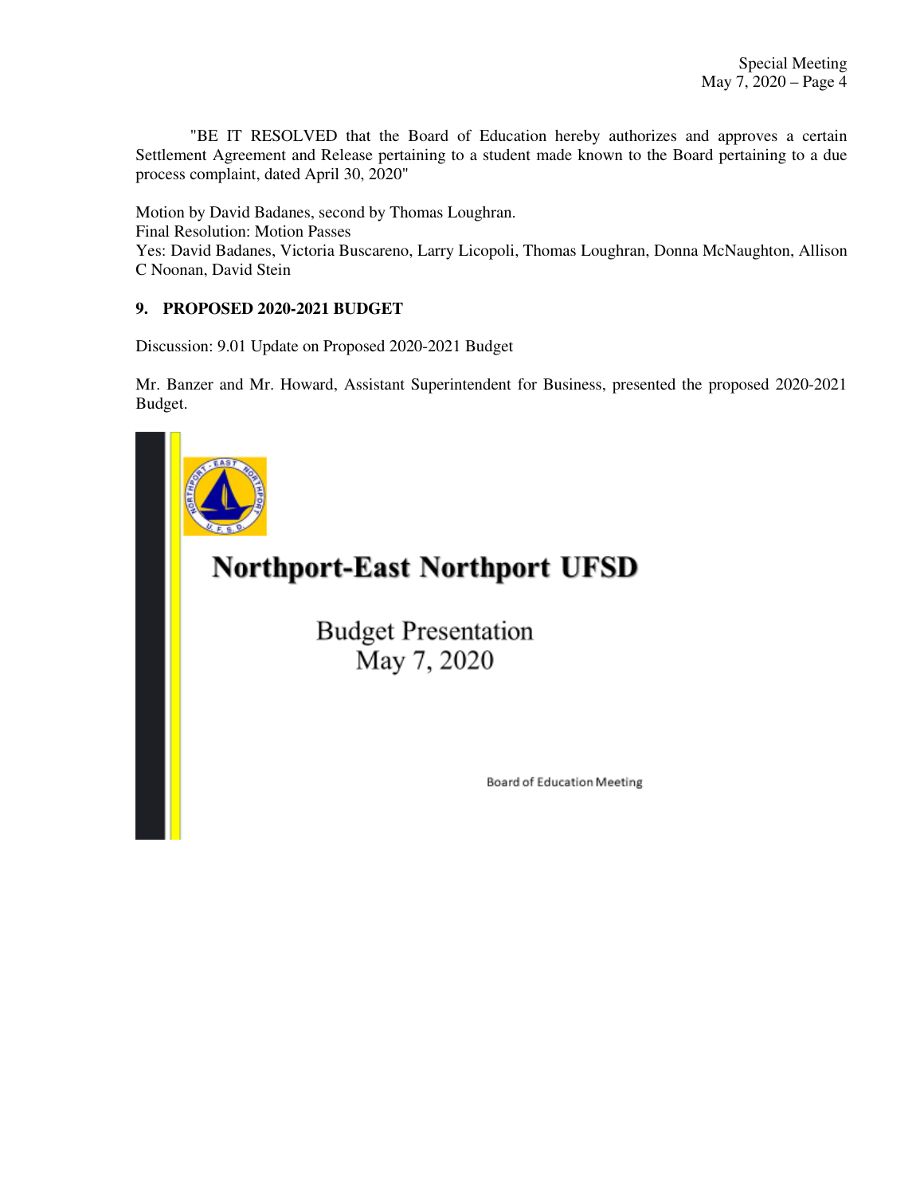"BE IT RESOLVED that the Board of Education hereby authorizes and approves a certain Settlement Agreement and Release pertaining to a student made known to the Board pertaining to a due process complaint, dated April 30, 2020"

Motion by David Badanes, second by Thomas Loughran.
Final Resolution: Motion Passes
Yes: David Badanes, Victoria Buscareno, Larry Licopoli, Thomas Loughran, Donna McNaughton, Allison C Noonan, David Stein

**9. PROPOSED 2020-2021 BUDGET**

Discussion: 9.01 Update on Proposed 2020-2021 Budget

Mr. Banzer and Mr. Howard, Assistant Superintendent for Business, presented the proposed 2020-2021 Budget.

**Northport-East Northport UFSD**

Budget Presentation
May 7, 2020

Board of Education Meeting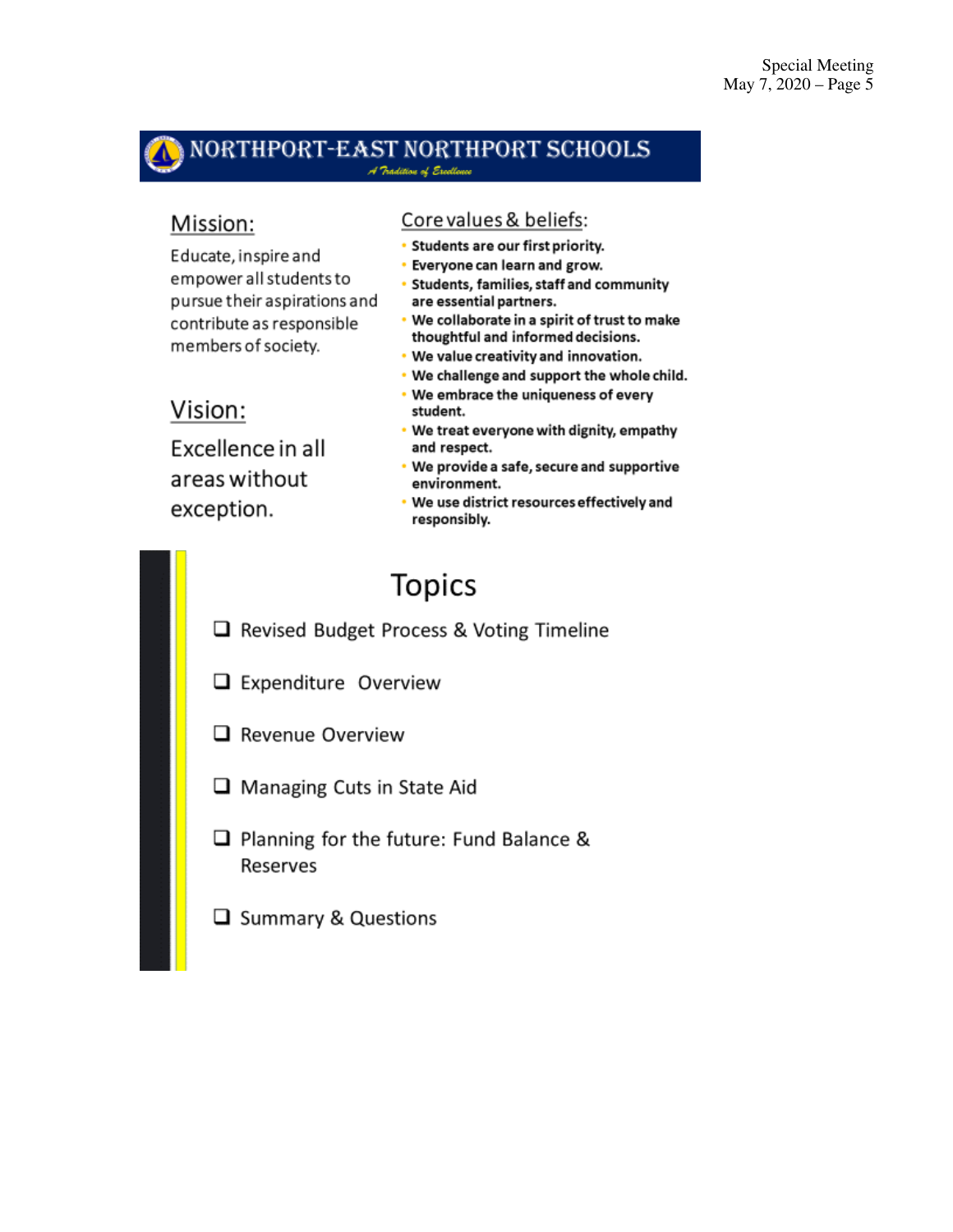## NORTHPORT-EAST NORTHPORT SCHOOLS

*A Tradition of Excellence*

### Mission:

Educate, inspire and empower all students to pursue their aspirations and contribute as responsible members of society.

### Vision:

Excellence in all areas without exception.

### Core values & beliefs:

- **Students are our first priority.**
- **Everyone can learn and grow.**
- **Students, families, staff and community are essential partners.**
- **We collaborate in a spirit of trust to make thoughtful and informed decisions.**
- **We value creativity and innovation.**
- **We challenge and support the whole child.**
- **We embrace the uniqueness of every student.**
- **We treat everyone with dignity, empathy and respect.**
- **We provide a safe, secure and supportive environment.**
- **We use district resources effectively and responsibly.**

## Topics

- [ ] Revised Budget Process & Voting Timeline
- [ ] Expenditure Overview
- [ ] Revenue Overview
- [ ] Managing Cuts in State Aid
- [ ] Planning for the future: Fund Balance & Reserves
- [ ] Summary & Questions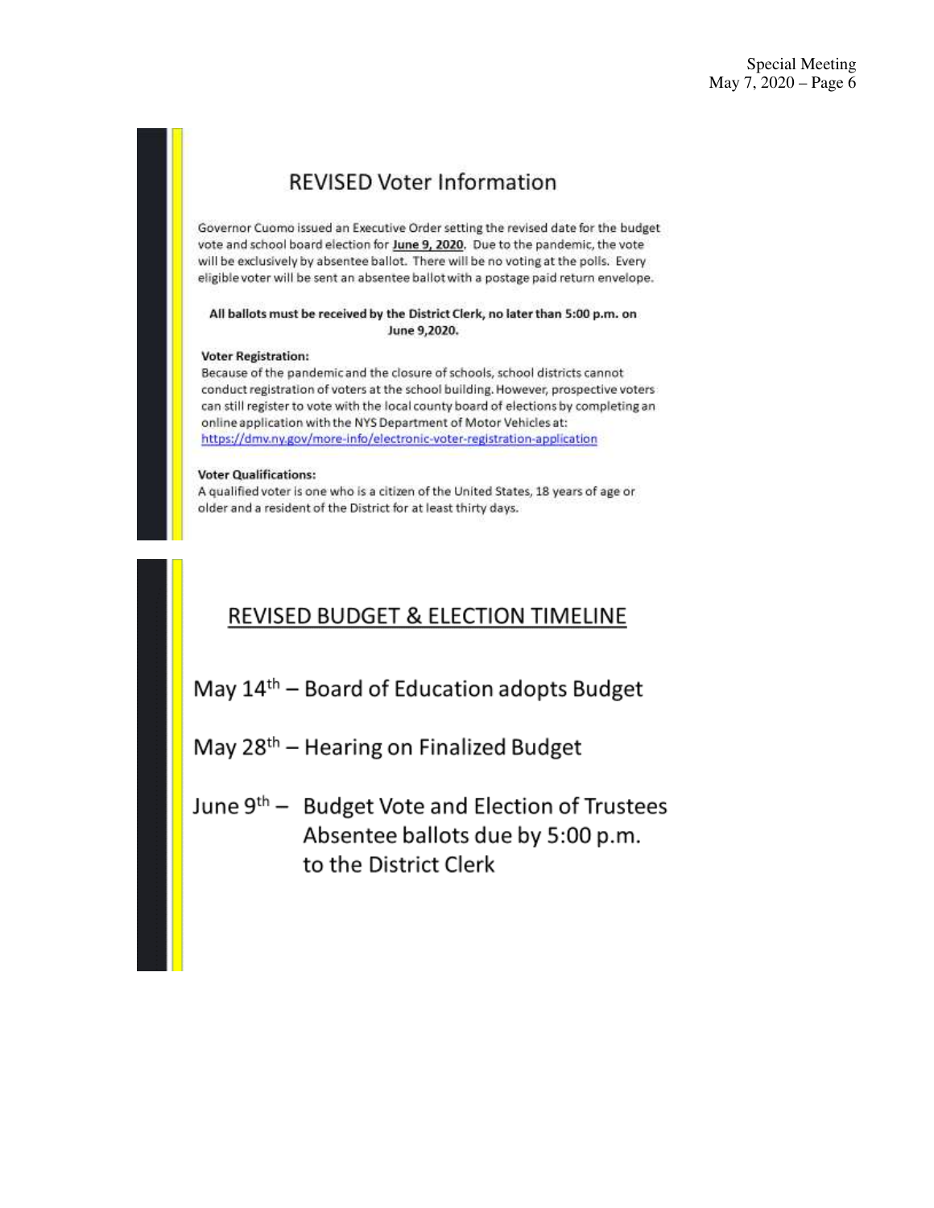## REVISED Voter Information

Governor Cuomo issued an Executive Order setting the revised date for the budget vote and school board election for **June 9, 2020**. Due to the pandemic, the vote will be exclusively by absentee ballot. There will be no voting at the polls. Every eligible voter will be sent an absentee ballot with a postage paid return envelope.

**All ballots must be received by the District Clerk, no later than 5:00 p.m. on June 9,2020.**

**Voter Registration:**
Because of the pandemic and the closure of schools, school districts cannot conduct registration of voters at the school building. However, prospective voters can still register to vote with the local county board of elections by completing an online application with the NYS Department of Motor Vehicles at: https://dmv.ny.gov/more-info/electronic-voter-registration-application

**Voter Qualifications:**
A qualified voter is one who is a citizen of the United States, 18 years of age or older and a resident of the District for at least thirty days.

## REVISED BUDGET & ELECTION TIMELINE

May 14th – Board of Education adopts Budget

May 28th – Hearing on Finalized Budget

June 9th – Budget Vote and Election of Trustees
Absentee ballots due by 5:00 p.m. to the District Clerk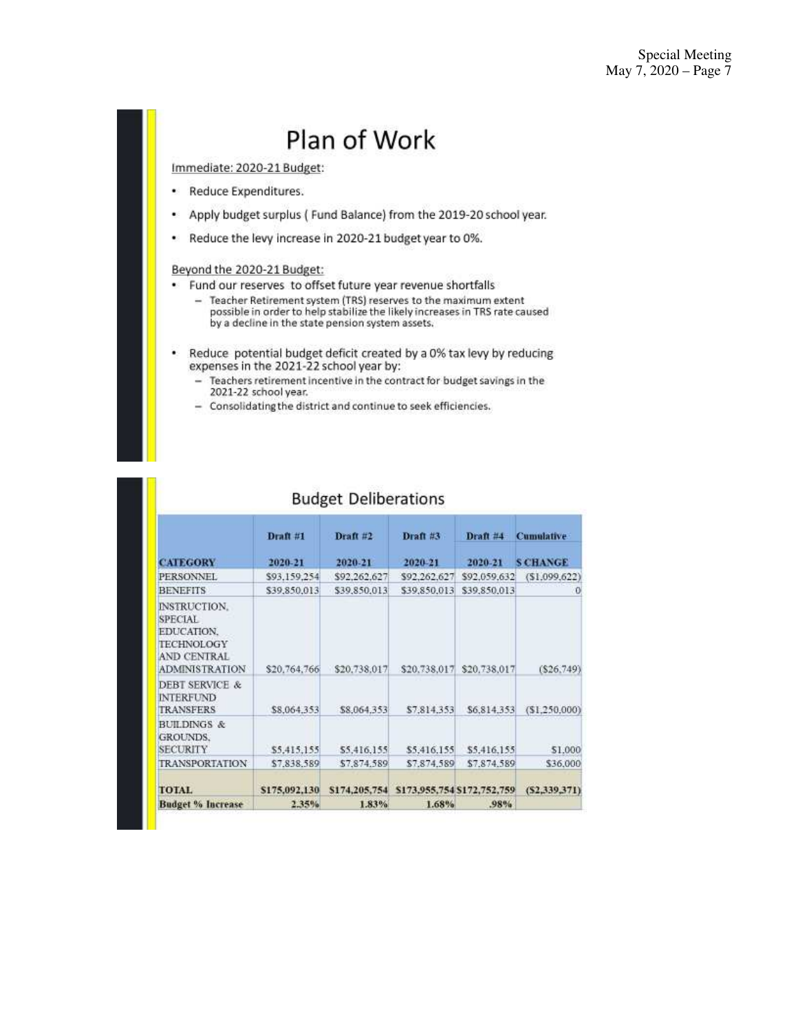# Plan of Work

Immediate: 2020-21 Budget:

- Reduce Expenditures.
- Apply budget surplus ( Fund Balance) from the 2019-20 school year.
- Reduce the levy increase in 2020-21 budget year to 0%.

Beyond the 2020-21 Budget:

- Fund our reserves to offset future year revenue shortfalls
  - Teacher Retirement system (TRS) reserves to the maximum extent possible in order to help stabilize the likely increases in TRS rate caused by a decline in the state pension system assets.
- Reduce potential budget deficit created by a 0% tax levy by reducing expenses in the 2021-22 school year by:
  - Teachers retirement incentive in the contract for budget savings in the 2021-22 school year.
  - Consolidating the district and continue to seek efficiencies.

# Budget Deliberations

| | Draft #1 | Draft #2 | Draft #3 | Draft #4 | Cumulative |
|---|---|---|---|---|---|
| **CATEGORY** | **2020-21** | **2020-21** | **2020-21** | **2020-21** | **$ CHANGE** |
| PERSONNEL | $93,159,254 | $92,262,627 | $92,262,627 | $92,059,632 | ($1,099,622) |
| BENEFITS | $39,850,013 | $39,850,013 | $39,850,013 | $39,850,013 | 0 |
| INSTRUCTION, SPECIAL EDUCATION, TECHNOLOGY AND CENTRAL ADMINISTRATION | $20,764,766 | $20,738,017 | $20,738,017 | $20,738,017 | ($26,749) |
| DEBT SERVICE & INTERFUND TRANSFERS | $8,064,353 | $8,064,353 | $7,814,353 | $6,814,353 | ($1,250,000) |
| BUILDINGS & GROUNDS, SECURITY | $5,415,155 | $5,416,155 | $5,416,155 | $5,416,155 | $1,000 |
| TRANSPORTATION | $7,838,589 | $7,874,589 | $7,874,589 | $7,874,589 | $36,000 |
| **TOTAL** | **$175,092,130** | **$174,205,754** | **$173,955,754** | **$172,752,759** | **($2,339,371)** |
| **Budget % Increase** | **2.35%** | **1.83%** | **1.68%** | **.98%** | |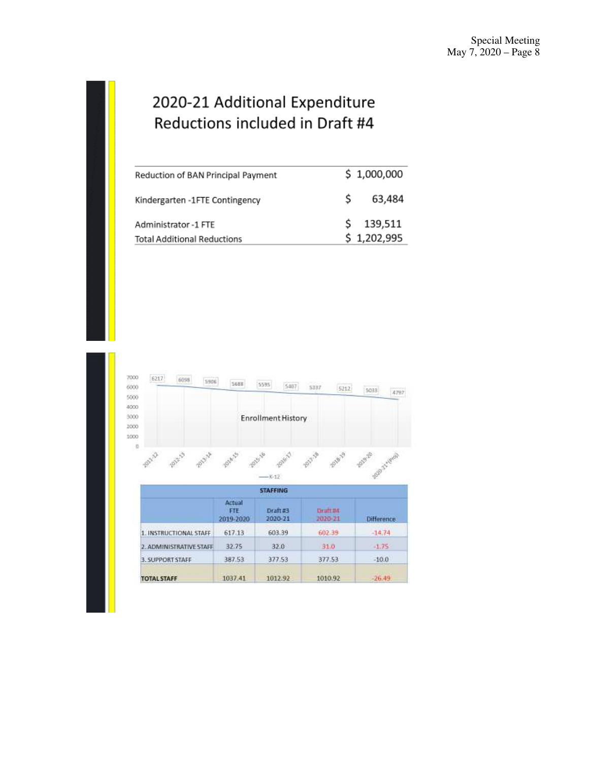## 2020-21 Additional Expenditure Reductions included in Draft #4

| | |
|---|---|
| Reduction of BAN Principal Payment | $ 1,000,000 |
| Kindergarten -1FTE Contingency | $ 63,484 |
| Administrator -1 FTE | $ 139,511 |
| Total Additional Reductions | $ 1,202,995 |

Enrollment History

| 2011-12 | 2012-13 | 2013-14 | 2014-15 | 2015-16 | 2016-17 | 2017-18 | 2018-19 | 2019-20 | 2020-21*(Proj) |
|---|---|---|---|---|---|---|---|---|---|
| 6217 | 6098 | 5906 | 5688 | 5595 | 5407 | 5337 | 5212 | 5033 | 4797 |

— K-12

| STAFFING | | | | |
|---|---|---|---|---|
| | Actual FTE 2019-2020 | Draft #3 2020-21 | Draft #4 2020-21 | Difference |
| 1. INSTRUCTIONAL STAFF | 617.13 | 603.39 | 602.39 | -14.74 |
| 2. ADMINISTRATIVE STAFF | 32.75 | 32.0 | 31.0 | -1.75 |
| 3. SUPPORT STAFF | 387.53 | 377.53 | 377.53 | -10.0 |
| TOTAL STAFF | 1037.41 | 1012.92 | 1010.92 | -26.49 |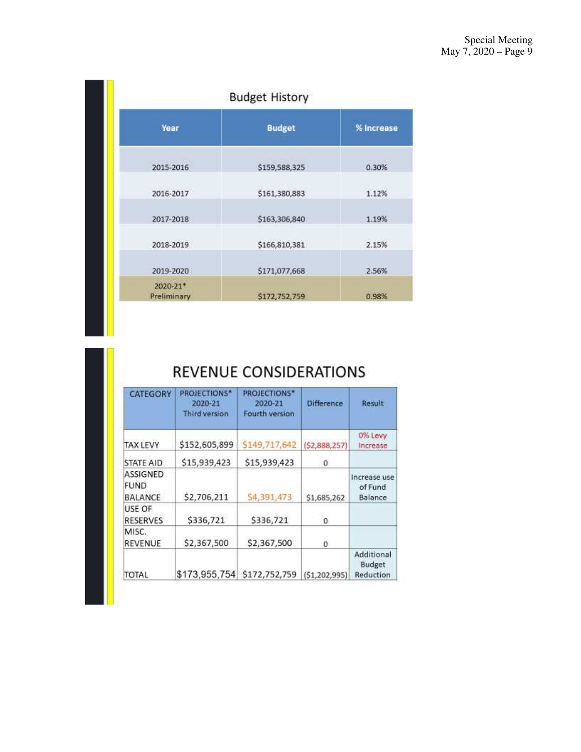## Budget History

| Year | Budget | % Increase |
|---|---|---|
| 2015-2016 | $159,588,325 | 0.30% |
| 2016-2017 | $161,380,883 | 1.12% |
| 2017-2018 | $163,306,840 | 1.19% |
| 2018-2019 | $166,810,381 | 2.15% |
| 2019-2020 | $171,077,668 | 2.56% |
| 2020-21* Preliminary | $172,752,759 | 0.98% |

## REVENUE CONSIDERATIONS

| CATEGORY | PROJECTIONS* 2020-21 Third version | PROJECTIONS* 2020-21 Fourth version | Difference | Result |
|---|---|---|---|---|
| TAX LEVY | $152,605,899 | $149,717,642 | ($2,888,257) | 0% Levy Increase |
| STATE AID | $15,939,423 | $15,939,423 | 0 | |
| ASSIGNED FUND BALANCE | $2,706,211 | $4,391,473 | $1,685,262 | Increase use of Fund Balance |
| USE OF RESERVES | $336,721 | $336,721 | 0 | |
| MISC. REVENUE | $2,367,500 | $2,367,500 | 0 | |
| TOTAL | $173,955,754 | $172,752,759 | ($1,202,995) | Additional Budget Reduction |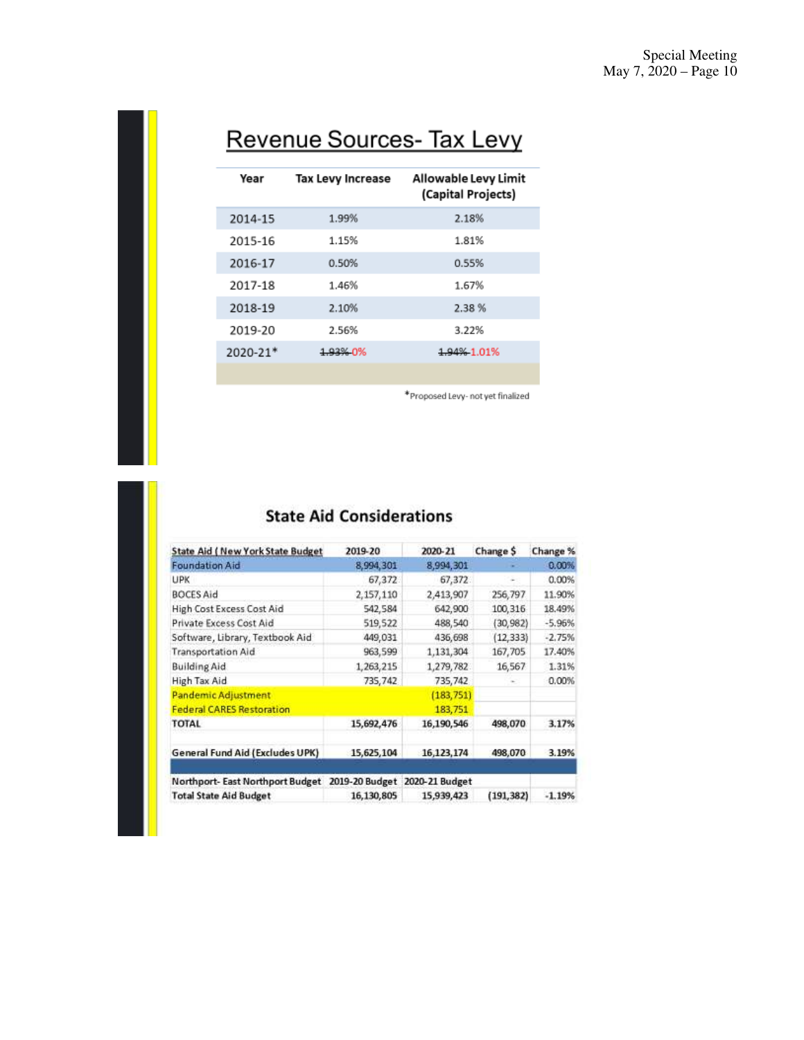## Revenue Sources- Tax Levy

| Year | Tax Levy Increase | Allowable Levy Limit (Capital Projects) |
|---|---|---|
| 2014-15 | 1.99% | 2.18% |
| 2015-16 | 1.15% | 1.81% |
| 2016-17 | 0.50% | 0.55% |
| 2017-18 | 1.46% | 1.67% |
| 2018-19 | 2.10% | 2.38 % |
| 2019-20 | 2.56% | 3.22% |
| 2020-21* | ~~1.93%~~ 0% | ~~1.94%~~ 1.01% |

*Proposed Levy- not yet finalized

## State Aid Considerations

| State Aid ( New York State Budget | 2019-20 | 2020-21 | Change $ | Change % |
|---|---|---|---|---|
| Foundation Aid | 8,994,301 | 8,994,301 | - | 0.00% |
| UPK | 67,372 | 67,372 | - | 0.00% |
| BOCES Aid | 2,157,110 | 2,413,907 | 256,797 | 11.90% |
| High Cost Excess Cost Aid | 542,584 | 642,900 | 100,316 | 18.49% |
| Private Excess Cost Aid | 519,522 | 488,540 | (30,982) | -5.96% |
| Software, Library, Textbook Aid | 449,031 | 436,698 | (12,333) | -2.75% |
| Transportation Aid | 963,599 | 1,131,304 | 167,705 | 17.40% |
| Building Aid | 1,263,215 | 1,279,782 | 16,567 | 1.31% |
| High Tax Aid | 735,742 | 735,742 | - | 0.00% |
| Pandemic Adjustment | | (183,751) | | |
| Federal CARES Restoration | | 183,751 | | |
| TOTAL | 15,692,476 | 16,190,546 | 498,070 | 3.17% |
| | | | | |
| General Fund Aid (Excludes UPK) | 15,625,104 | 16,123,174 | 498,070 | 3.19% |
| | | | | |
| Northport- East Northport Budget | 2019-20 Budget | 2020-21 Budget | | |
| Total State Aid Budget | 16,130,805 | 15,939,423 | (191,382) | -1.19% |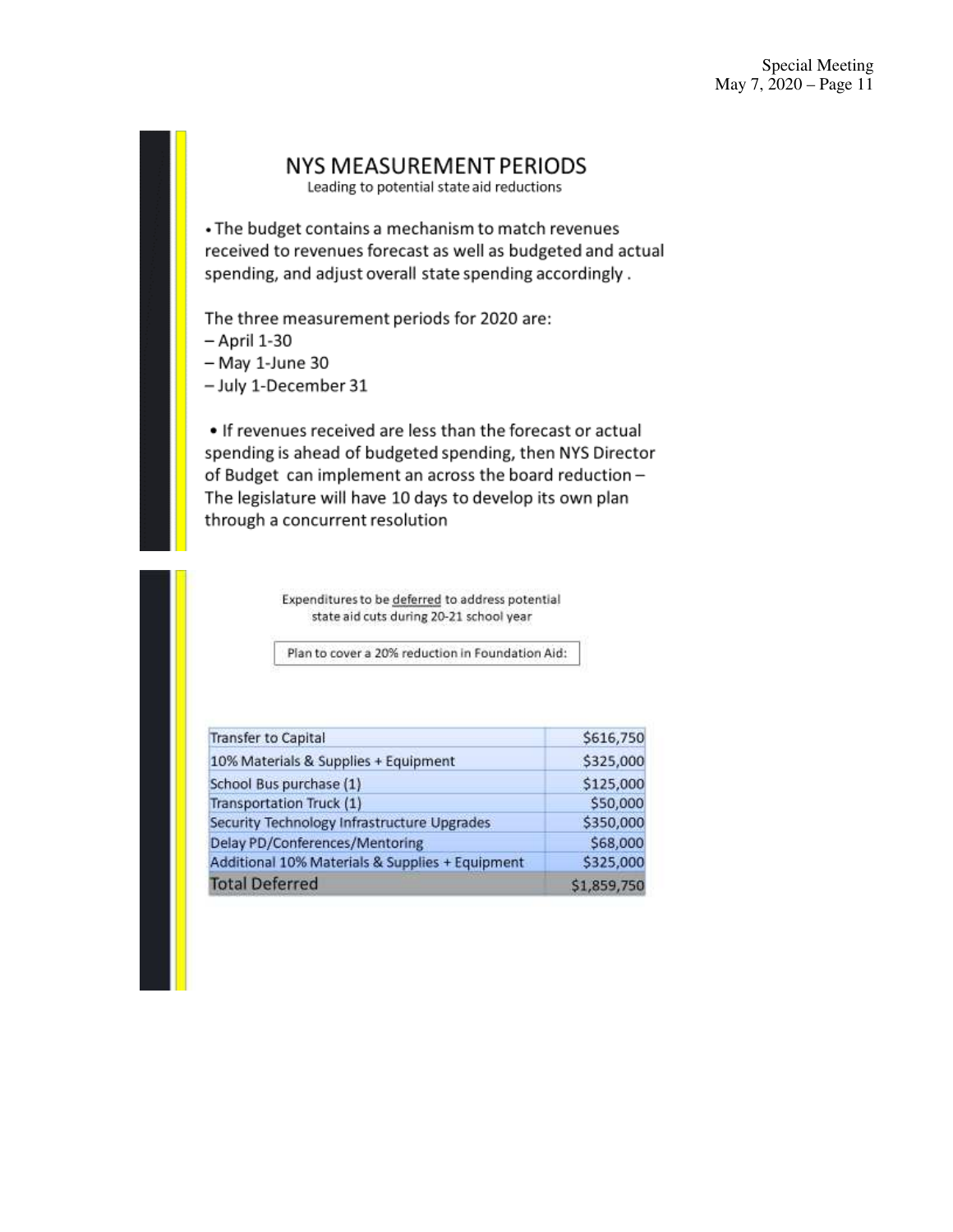## NYS MEASUREMENT PERIODS

Leading to potential state aid reductions

- The budget contains a mechanism to match revenues received to revenues forecast as well as budgeted and actual spending, and adjust overall state spending accordingly .

The three measurement periods for 2020 are:
– April 1-30
– May 1-June 30
– July 1-December 31

- If revenues received are less than the forecast or actual spending is ahead of budgeted spending, then NYS Director of Budget can implement an across the board reduction – The legislature will have 10 days to develop its own plan through a concurrent resolution

Expenditures to be deferred to address potential state aid cuts during 20-21 school year

Plan to cover a 20% reduction in Foundation Aid:

| Item | Amount |
|---|---|
| Transfer to Capital | $616,750 |
| 10% Materials & Supplies + Equipment | $325,000 |
| School Bus purchase (1) | $125,000 |
| Transportation Truck (1) | $50,000 |
| Security Technology Infrastructure Upgrades | $350,000 |
| Delay PD/Conferences/Mentoring | $68,000 |
| Additional 10% Materials & Supplies + Equipment | $325,000 |
| **Total Deferred** | **$1,859,750** |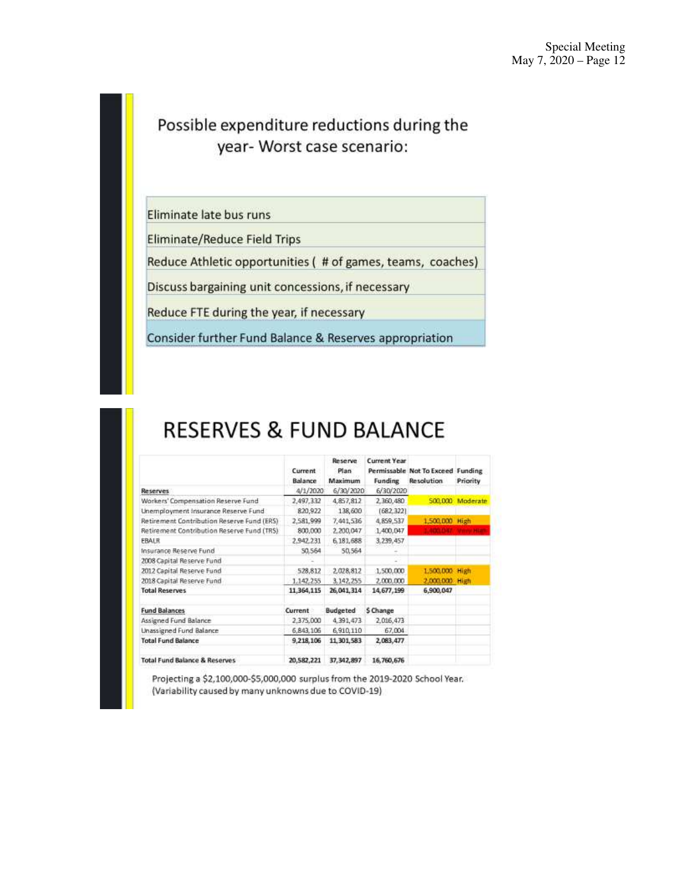## Possible expenditure reductions during the year- Worst case scenario:

| |
|---|
| Eliminate late bus runs |
| Eliminate/Reduce Field Trips |
| Reduce Athletic opportunities ( # of games, teams, coaches) |
| Discuss bargaining unit concessions, if necessary |
| Reduce FTE during the year, if necessary |
| Consider further Fund Balance & Reserves appropriation |

# RESERVES & FUND BALANCE

| | Current Balance | Reserve Plan Maximum | Current Year Permissable Funding | Not To Exceed Resolution | Funding Priority |
|---|---|---|---|---|---|
| **Reserves** | 4/1/2020 | 6/30/2020 | 6/30/2020 | | |
| Workers' Compensation Reserve Fund | 2,497,332 | 4,857,812 | 2,360,480 | 500,000 | Moderate |
| Unemployment Insurance Reserve Fund | 820,922 | 138,600 | (682,322) | | |
| Retirement Contribution Reserve Fund (ERS) | 2,581,999 | 7,441,536 | 4,859,537 | 1,500,000 | High |
| Retirement Contribution Reserve Fund (TRS) | 800,000 | 2,200,047 | 1,400,047 | 1,400,047 | Very High |
| EBALR | 2,942,231 | 6,181,688 | 3,239,457 | | |
| Insurance Reserve Fund | 50,564 | 50,564 | - | | |
| 2008 Capital Reserve Fund | - | | - | | |
| 2012 Capital Reserve Fund | 528,812 | 2,028,812 | 1,500,000 | 1,500,000 | High |
| 2018 Capital Reserve Fund | 1,142,255 | 3,142,255 | 2,000,000 | 2,000,000 | High |
| **Total Reserves** | **11,364,115** | **26,041,314** | **14,677,199** | **6,900,047** | |
| | | | | | |
| **Fund Balances** | **Current** | **Budgeted** | **$ Change** | | |
| Assigned Fund Balance | 2,375,000 | 4,391,473 | 2,016,473 | | |
| Unassigned Fund Balance | 6,843,106 | 6,910,110 | 67,004 | | |
| **Total Fund Balance** | **9,218,106** | **11,301,583** | **2,083,477** | | |
| | | | | | |
| **Total Fund Balance & Reserves** | **20,582,221** | **37,342,897** | **16,760,676** | | |

Projecting a $2,100,000-$5,000,000 surplus from the 2019-2020 School Year. (Variability caused by many unknowns due to COVID-19)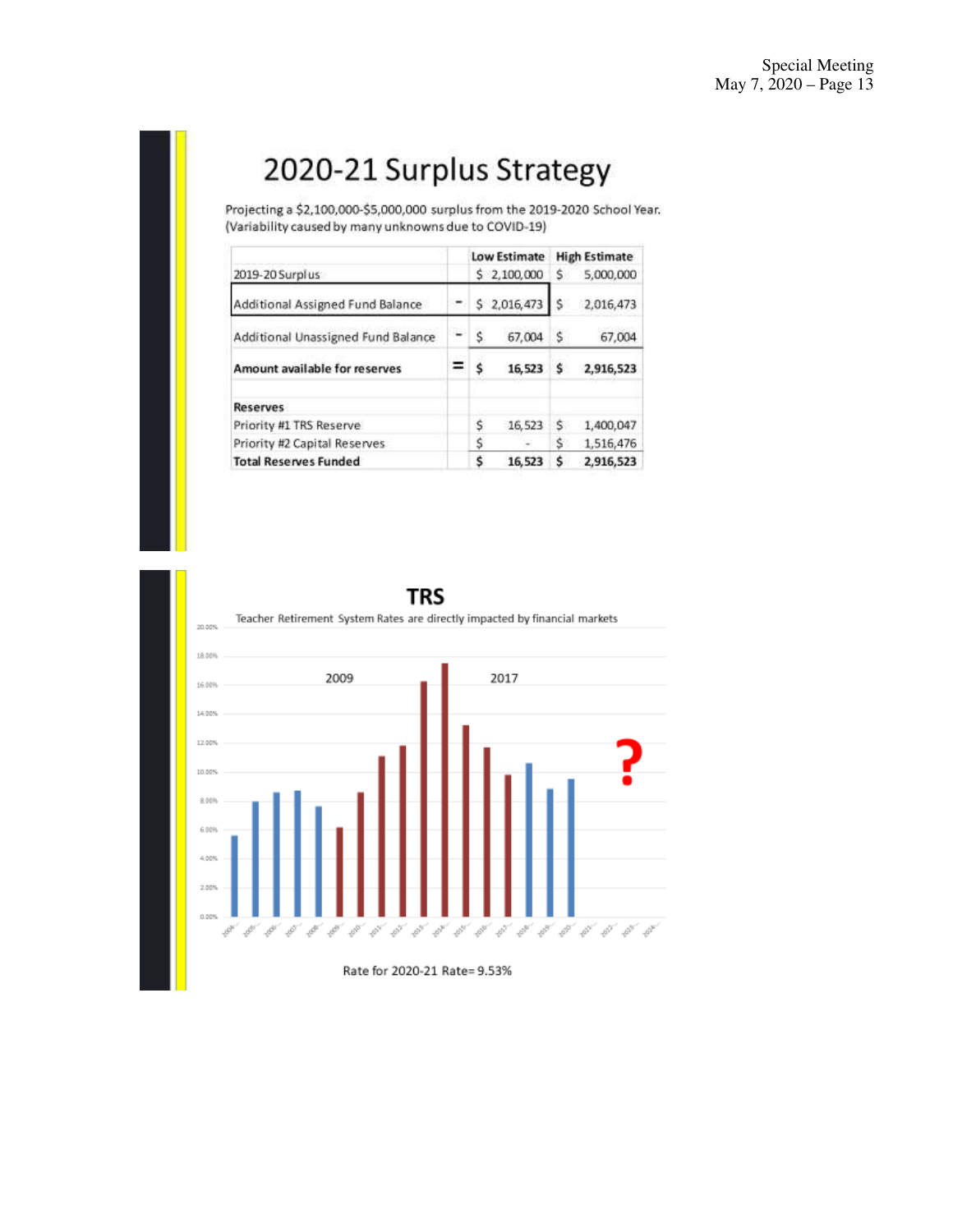# 2020-21 Surplus Strategy

Projecting a $2,100,000-$5,000,000 surplus from the 2019-2020 School Year. (Variability caused by many unknowns due to COVID-19)

| | | Low Estimate | High Estimate |
|---|---|---|---|
| 2019-20 Surplus | | $ 2,100,000 | $ 5,000,000 |
| Additional Assigned Fund Balance | - | $ 2,016,473 | $ 2,016,473 |
| Additional Unassigned Fund Balance | - | $ 67,004 | $ 67,004 |
| **Amount available for reserves** | = | **$ 16,523** | **$ 2,916,523** |
| | | | |
| **Reserves** | | | |
| Priority #1 TRS Reserve | | $ 16,523 | $ 1,400,047 |
| Priority #2 Capital Reserves | | $ - | $ 1,516,476 |
| **Total Reserves Funded** | | **$ 16,523** | **$ 2,916,523** |

## TRS

Teacher Retirement System Rates are directly impacted by financial markets

Rate for 2020-21 Rate= 9.53%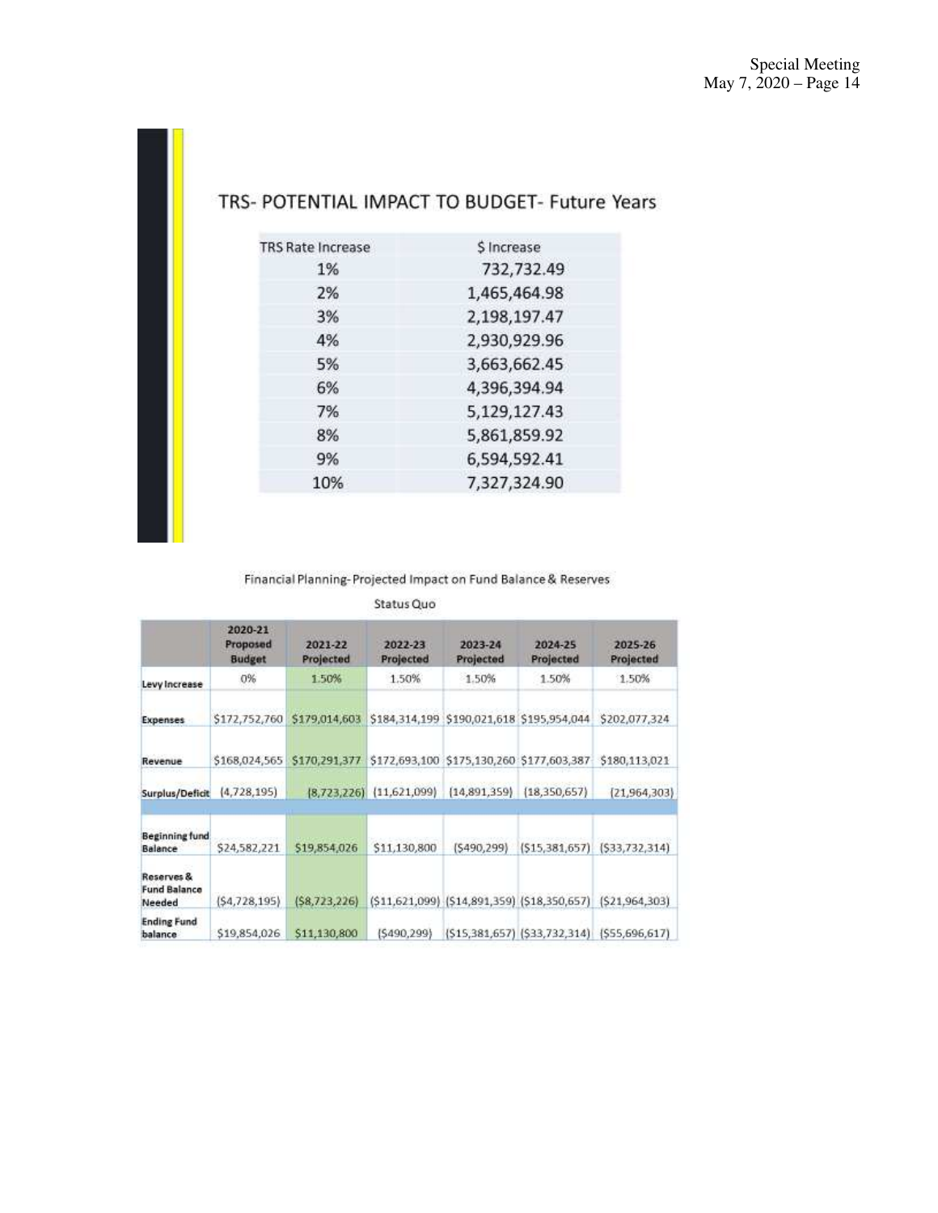## TRS- POTENTIAL IMPACT TO BUDGET- Future Years

| TRS Rate Increase | $ Increase |
|---|---|
| 1% | 732,732.49 |
| 2% | 1,465,464.98 |
| 3% | 2,198,197.47 |
| 4% | 2,930,929.96 |
| 5% | 3,663,662.45 |
| 6% | 4,396,394.94 |
| 7% | 5,129,127.43 |
| 8% | 5,861,859.92 |
| 9% | 6,594,592.41 |
| 10% | 7,327,324.90 |

Financial Planning- Projected Impact on Fund Balance & Reserves

Status Quo

| | 2020-21 Proposed Budget | 2021-22 Projected | 2022-23 Projected | 2023-24 Projected | 2024-25 Projected | 2025-26 Projected |
|---|---|---|---|---|---|---|
| Levy Increase | 0% | 1.50% | 1.50% | 1.50% | 1.50% | 1.50% |
| Expenses | $172,752,760 | $179,014,603 | $184,314,199 | $190,021,618 | $195,954,044 | $202,077,324 |
| Revenue | $168,024,565 | $170,291,377 | $172,693,100 | $175,130,260 | $177,603,387 | $180,113,021 |
| Surplus/Deficit | (4,728,195) | (8,723,226) | (11,621,099) | (14,891,359) | (18,350,657) | (21,964,303) |
| | | | | | | |
| Beginning fund Balance | $24,582,221 | $19,854,026 | $11,130,800 | ($490,299) | ($15,381,657) | ($33,732,314) |
| Reserves & Fund Balance Needed | ($4,728,195) | ($8,723,226) | ($11,621,099) | ($14,891,359) | ($18,350,657) | ($21,964,303) |
| Ending Fund balance | $19,854,026 | $11,130,800 | ($490,299) | ($15,381,657) | ($33,732,314) | ($55,696,617) |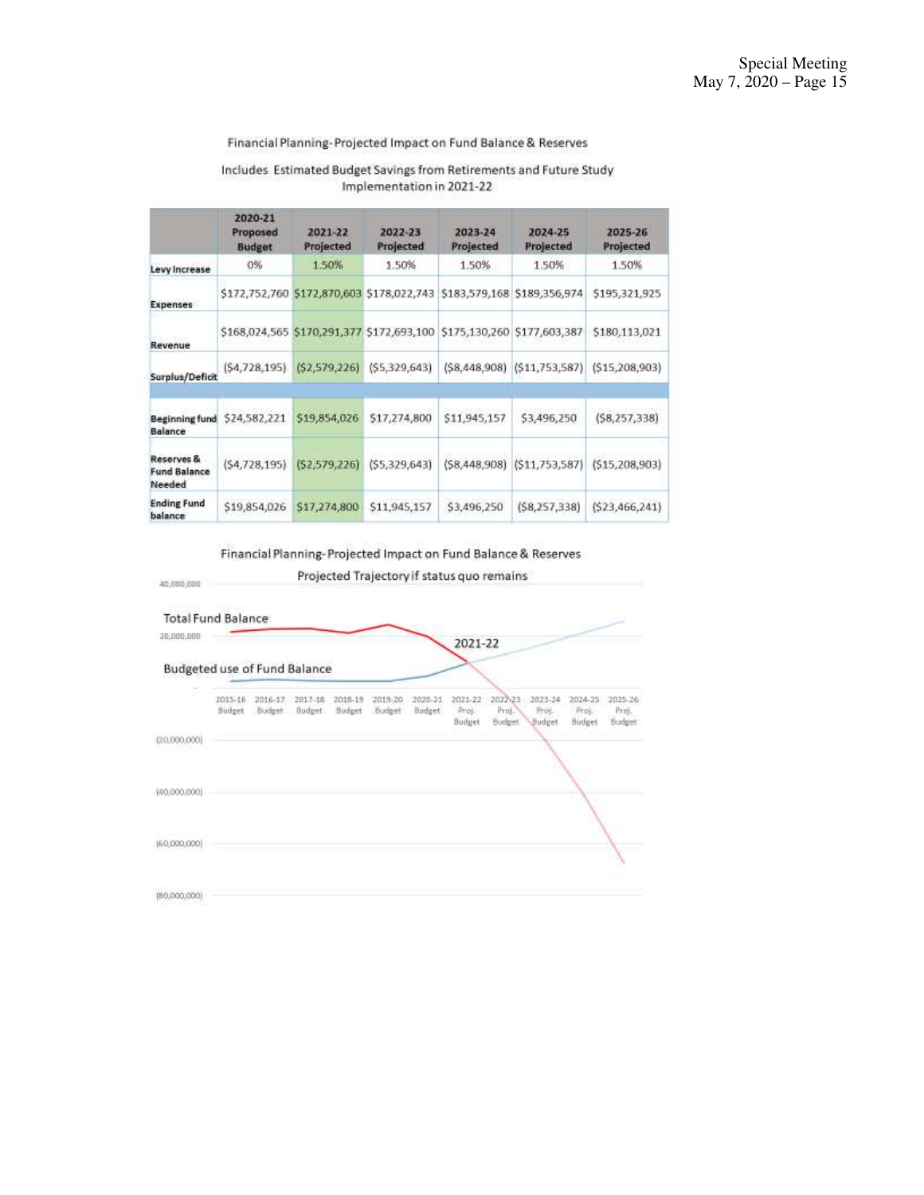Financial Planning- Projected Impact on Fund Balance & Reserves

Includes Estimated Budget Savings from Retirements and Future Study Implementation in 2021-22

| | 2020-21 Proposed Budget | 2021-22 Projected | 2022-23 Projected | 2023-24 Projected | 2024-25 Projected | 2025-26 Projected |
|---|---|---|---|---|---|---|
| **Levy Increase** | 0% | 1.50% | 1.50% | 1.50% | 1.50% | 1.50% |
| **Expenses** | $172,752,760 | $172,870,603 | $178,022,743 | $183,579,168 | $189,356,974 | $195,321,925 |
| **Revenue** | $168,024,565 | $170,291,377 | $172,693,100 | $175,130,260 | $177,603,387 | $180,113,021 |
| **Surplus/Deficit** | ($4,728,195) | ($2,579,226) | ($5,329,643) | ($8,448,908) | ($11,753,587) | ($15,208,903) |
| | | | | | | |
| **Beginning fund Balance** | $24,582,221 | $19,854,026 | $17,274,800 | $11,945,157 | $3,496,250 | ($8,257,338) |
| **Reserves & Fund Balance Needed** | ($4,728,195) | ($2,579,226) | ($5,329,643) | ($8,448,908) | ($11,753,587) | ($15,208,903) |
| **Ending Fund balance** | $19,854,026 | $17,274,800 | $11,945,157 | $3,496,250 | ($8,257,338) | ($23,466,241) |

Financial Planning- Projected Impact on Fund Balance & Reserves

Projected Trajectory if status quo remains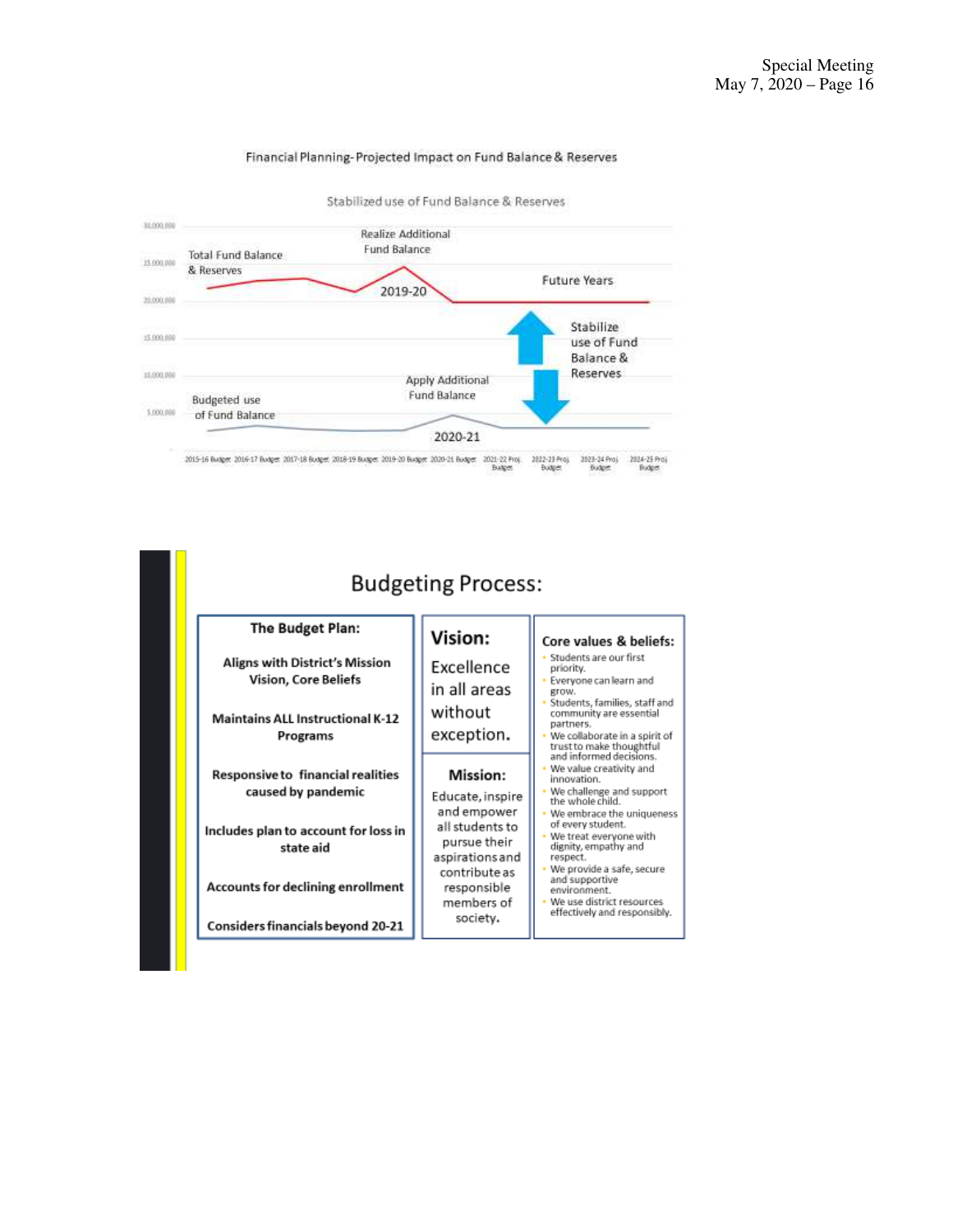## Financial Planning- Projected Impact on Fund Balance & Reserves

Stabilized use of Fund Balance & Reserves

- Total Fund Balance & Reserves
- Realize Additional Fund Balance
- 2019-20
- Future Years
- Stabilize use of Fund Balance & Reserves
- Apply Additional Fund Balance
- Budgeted use of Fund Balance
- 2020-21

2015-16 Budget, 2016-17 Budget, 2017-18 Budget, 2018-19 Budget, 2019-20 Budget, 2020-21 Budget, 2021-22 Proj. Budget, 2022-23 Proj. Budget, 2023-24 Proj. Budget, 2024-25 Proj. Budget

## Budgeting Process:

**The Budget Plan:**

- Aligns with District's Mission Vision, Core Beliefs
- Maintains ALL Instructional K-12 Programs
- Responsive to financial realities caused by pandemic
- Includes plan to account for loss in state aid
- Accounts for declining enrollment
- Considers financials beyond 20-21

**Vision:**

Excellence in all areas without exception.

**Mission:**

Educate, inspire and empower all students to pursue their aspirations and contribute as responsible members of society.

**Core values & beliefs:**

- Students are our first priority.
- Everyone can learn and grow.
- Students, families, staff and community are essential partners.
- We collaborate in a spirit of trust to make thoughtful and informed decisions.
- We value creativity and innovation.
- We challenge and support the whole child.
- We embrace the uniqueness of every student.
- We treat everyone with dignity, empathy and respect.
- We provide a safe, secure and supportive environment.
- We use district resources effectively and responsibly.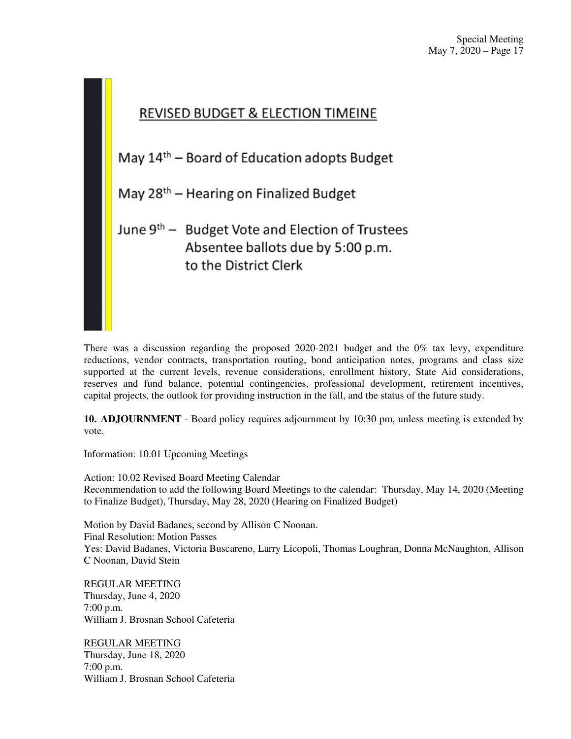## REVISED BUDGET & ELECTION TIMEINE

May 14th – Board of Education adopts Budget

May 28th – Hearing on Finalized Budget

June 9th – Budget Vote and Election of Trustees
Absentee ballots due by 5:00 p.m.
to the District Clerk

There was a discussion regarding the proposed 2020-2021 budget and the 0% tax levy, expenditure reductions, vendor contracts, transportation routing, bond anticipation notes, programs and class size supported at the current levels, revenue considerations, enrollment history, State Aid considerations, reserves and fund balance, potential contingencies, professional development, retirement incentives, capital projects, the outlook for providing instruction in the fall, and the status of the future study.

**10. ADJOURNMENT** - Board policy requires adjournment by 10:30 pm, unless meeting is extended by vote.

Information: 10.01 Upcoming Meetings

Action: 10.02 Revised Board Meeting Calendar
Recommendation to add the following Board Meetings to the calendar: Thursday, May 14, 2020 (Meeting to Finalize Budget), Thursday, May 28, 2020 (Hearing on Finalized Budget)

Motion by David Badanes, second by Allison C Noonan.
Final Resolution: Motion Passes
Yes: David Badanes, Victoria Buscareno, Larry Licopoli, Thomas Loughran, Donna McNaughton, Allison C Noonan, David Stein

REGULAR MEETING
Thursday, June 4, 2020
7:00 p.m.
William J. Brosnan School Cafeteria

REGULAR MEETING
Thursday, June 18, 2020
7:00 p.m.
William J. Brosnan School Cafeteria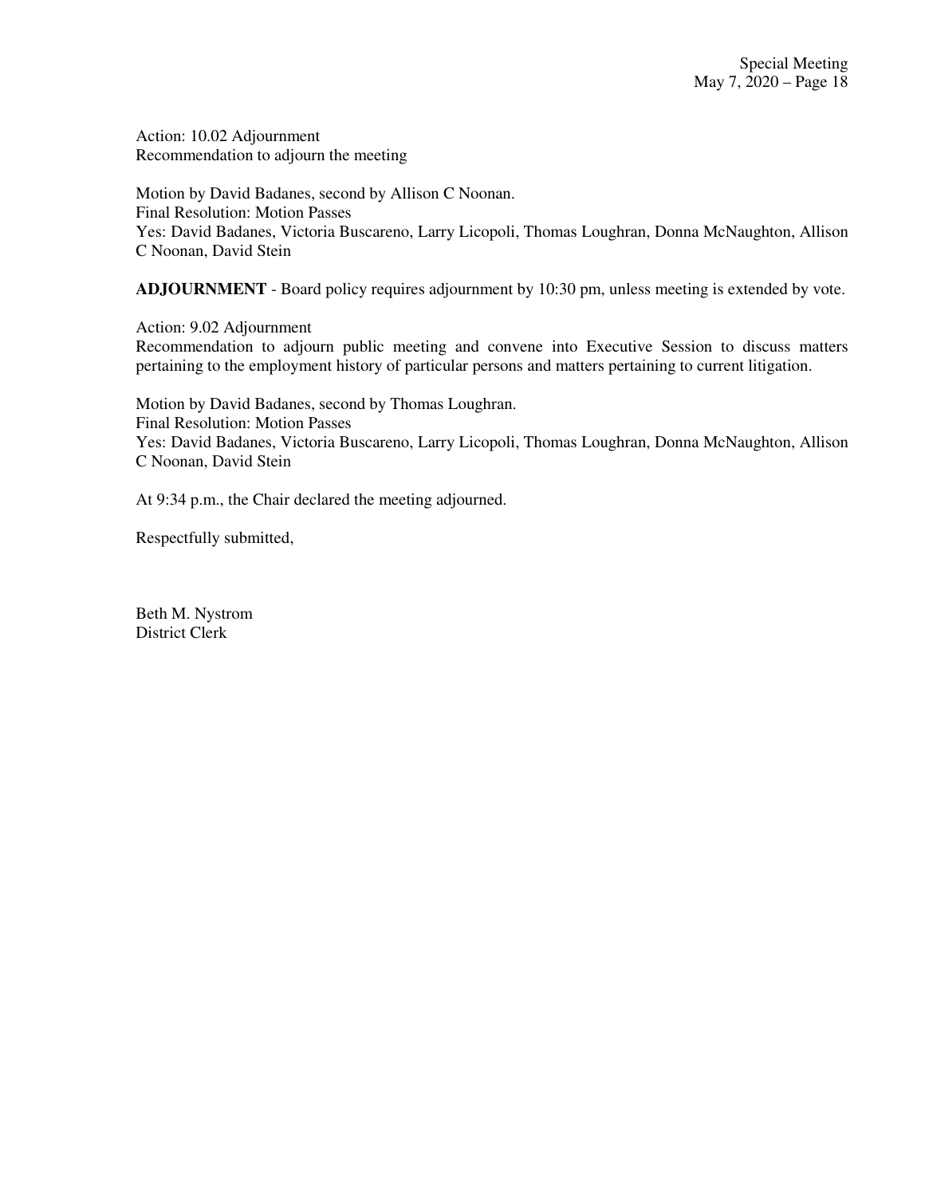Action: 10.02 Adjournment
Recommendation to adjourn the meeting

Motion by David Badanes, second by Allison C Noonan.
Final Resolution: Motion Passes
Yes: David Badanes, Victoria Buscareno, Larry Licopoli, Thomas Loughran, Donna McNaughton, Allison C Noonan, David Stein

**ADJOURNMENT** - Board policy requires adjournment by 10:30 pm, unless meeting is extended by vote.

Action: 9.02 Adjournment
Recommendation to adjourn public meeting and convene into Executive Session to discuss matters pertaining to the employment history of particular persons and matters pertaining to current litigation.

Motion by David Badanes, second by Thomas Loughran.
Final Resolution: Motion Passes
Yes: David Badanes, Victoria Buscareno, Larry Licopoli, Thomas Loughran, Donna McNaughton, Allison C Noonan, David Stein

At 9:34 p.m., the Chair declared the meeting adjourned.

Respectfully submitted,

Beth M. Nystrom
District Clerk